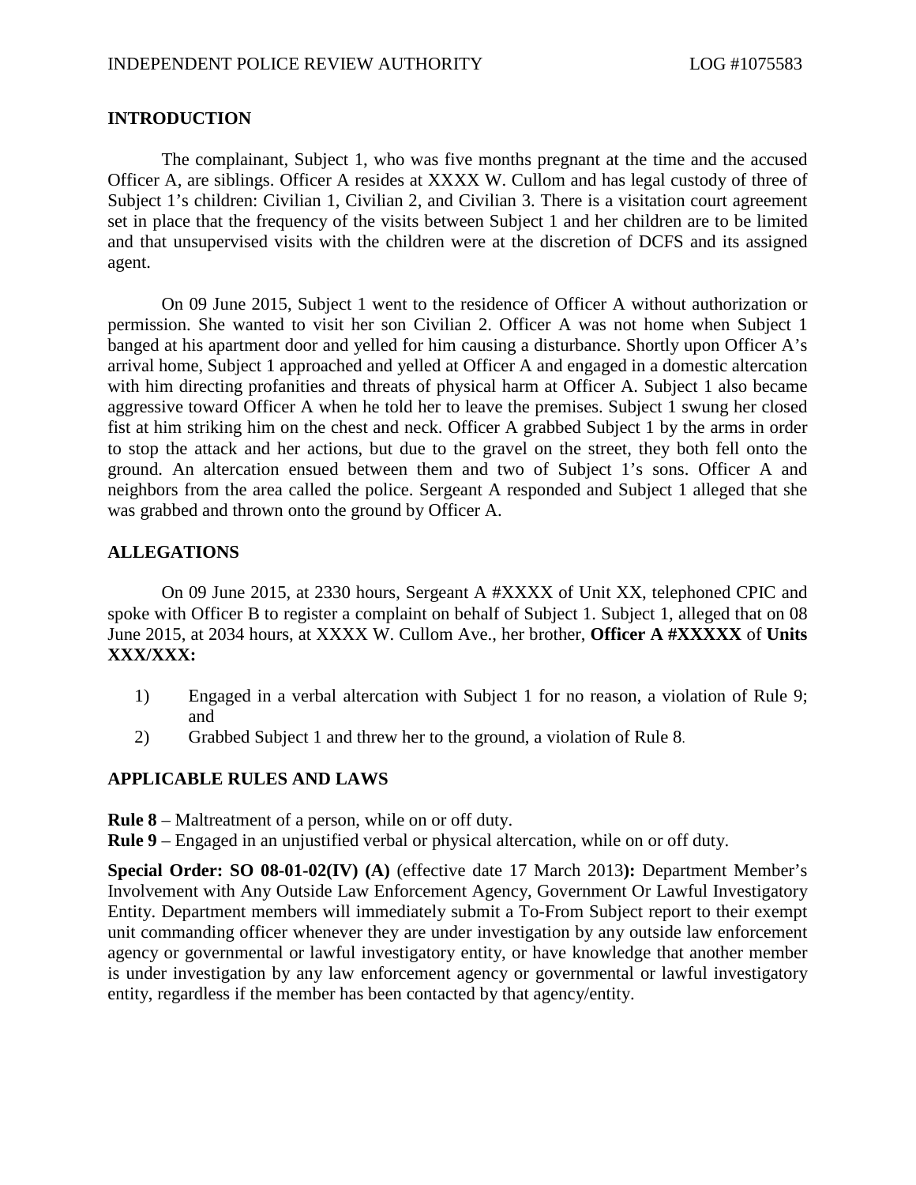## INTRODUCTION

The complainant, Subject 1, who was five months pregnant at the time and the accused Officer A, are siblings. Officer A resides at XXXX W. Cullom and has legal custody of three of Subject 1's children: Civilian 1, Civilian 2, and Civilian 3. There is a visitation court agreement set in place that the frequency of the visits between Subject 1 and her children are to be limited and that unsupervised visits with the children were at the discretion of DCFS and its assigned agent.

On 09 June 2015, Subject 1 went to the residence of Officer A without authorization or permission. She wanted to visit her son Civilian 2. Officer A was not home when Subject 1 banged at his apartment door and yelled for him causing a disturbance. Shortly upon Officer A's arrival home, Subject 1 approached and yelled at Officer A and engaged in a domestic altercation with him directing profanities and threats of physical harm at Officer A. Subject 1 also became aggressive toward Officer A when he told her to leave the premises. Subject 1 swung her closed fist at him striking him on the chest and neck. Officer A grabbed Subject 1 by the arms in order to stop the attack and her actions, but due to the gravel on the street, they both fell onto the ground. An altercation ensued between them and two of Subject 1's sons. Officer A and neighbors from the area called the police. Sergeant A responded and Subject 1 alleged that she was grabbed and thrown onto the ground by Officer A.

## ALLEGATIONS

On 09 June 2015, at 2330 hours, Sergeant A #XXXX of Unit XX, telephoned CPIC and spoke with Officer B to register a complaint on behalf of Subject 1. Subject 1, alleged that on 08 June 2015, at 2034 hours, at XXXX W. Cullom Ave., her brother, **Officer A #XXXXX** of **Units XXX/XXX:**

1) Engaged in a verbal altercation with Subject 1 for no reason, a violation of Rule 9; and
2) Grabbed Subject 1 and threw her to the ground, a violation of Rule 8.

## APPLICABLE RULES AND LAWS

**Rule 8** – Maltreatment of a person, while on or off duty.
**Rule 9** – Engaged in an unjustified verbal or physical altercation, while on or off duty.

**Special Order: SO 08-01-02(IV) (A)** (effective date 17 March 2013**):** Department Member's Involvement with Any Outside Law Enforcement Agency, Government Or Lawful Investigatory Entity. Department members will immediately submit a To-From Subject report to their exempt unit commanding officer whenever they are under investigation by any outside law enforcement agency or governmental or lawful investigatory entity, or have knowledge that another member is under investigation by any law enforcement agency or governmental or lawful investigatory entity, regardless if the member has been contacted by that agency/entity.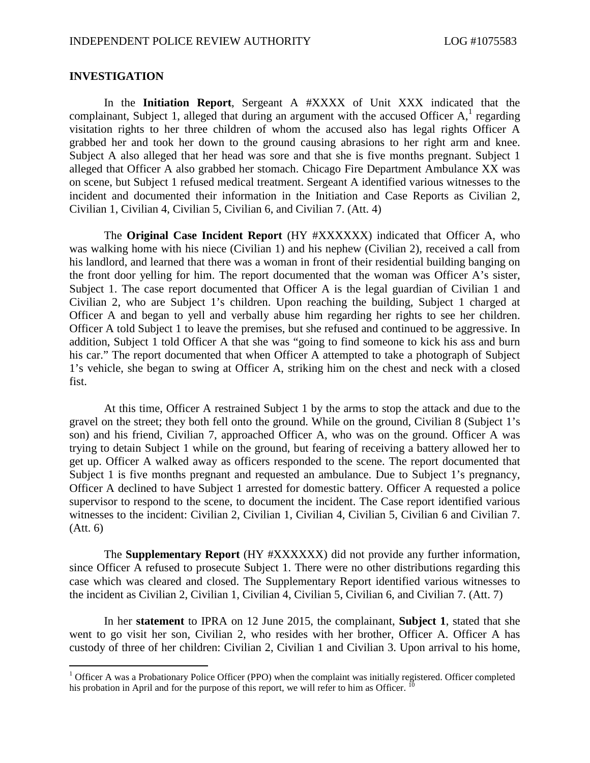## INVESTIGATION

In the **Initiation Report**, Sergeant A #XXXX of Unit XXX indicated that the complainant, Subject 1, alleged that during an argument with the accused Officer A,[1] regarding visitation rights to her three children of whom the accused also has legal rights Officer A grabbed her and took her down to the ground causing abrasions to her right arm and knee. Subject A also alleged that her head was sore and that she is five months pregnant. Subject 1 alleged that Officer A also grabbed her stomach. Chicago Fire Department Ambulance XX was on scene, but Subject 1 refused medical treatment. Sergeant A identified various witnesses to the incident and documented their information in the Initiation and Case Reports as Civilian 2, Civilian 1, Civilian 4, Civilian 5, Civilian 6, and Civilian 7. (Att. 4)

The **Original Case Incident Report** (HY #XXXXXX) indicated that Officer A, who was walking home with his niece (Civilian 1) and his nephew (Civilian 2), received a call from his landlord, and learned that there was a woman in front of their residential building banging on the front door yelling for him. The report documented that the woman was Officer A's sister, Subject 1. The case report documented that Officer A is the legal guardian of Civilian 1 and Civilian 2, who are Subject 1's children. Upon reaching the building, Subject 1 charged at Officer A and began to yell and verbally abuse him regarding her rights to see her children. Officer A told Subject 1 to leave the premises, but she refused and continued to be aggressive. In addition, Subject 1 told Officer A that she was "going to find someone to kick his ass and burn his car." The report documented that when Officer A attempted to take a photograph of Subject 1's vehicle, she began to swing at Officer A, striking him on the chest and neck with a closed fist.

At this time, Officer A restrained Subject 1 by the arms to stop the attack and due to the gravel on the street; they both fell onto the ground. While on the ground, Civilian 8 (Subject 1's son) and his friend, Civilian 7, approached Officer A, who was on the ground. Officer A was trying to detain Subject 1 while on the ground, but fearing of receiving a battery allowed her to get up. Officer A walked away as officers responded to the scene. The report documented that Subject 1 is five months pregnant and requested an ambulance. Due to Subject 1's pregnancy, Officer A declined to have Subject 1 arrested for domestic battery. Officer A requested a police supervisor to respond to the scene, to document the incident. The Case report identified various witnesses to the incident: Civilian 2, Civilian 1, Civilian 4, Civilian 5, Civilian 6 and Civilian 7. (Att. 6)

The **Supplementary Report** (HY #XXXXXX) did not provide any further information, since Officer A refused to prosecute Subject 1. There were no other distributions regarding this case which was cleared and closed. The Supplementary Report identified various witnesses to the incident as Civilian 2, Civilian 1, Civilian 4, Civilian 5, Civilian 6, and Civilian 7. (Att. 7)

In her **statement** to IPRA on 12 June 2015, the complainant, **Subject 1**, stated that she went to go visit her son, Civilian 2, who resides with her brother, Officer A. Officer A has custody of three of her children: Civilian 2, Civilian 1 and Civilian 3. Upon arrival to his home,

---

[1] Officer A was a Probationary Police Officer (PPO) when the complaint was initially registered. Officer completed his probation in April and for the purpose of this report, we will refer to him as Officer. [10]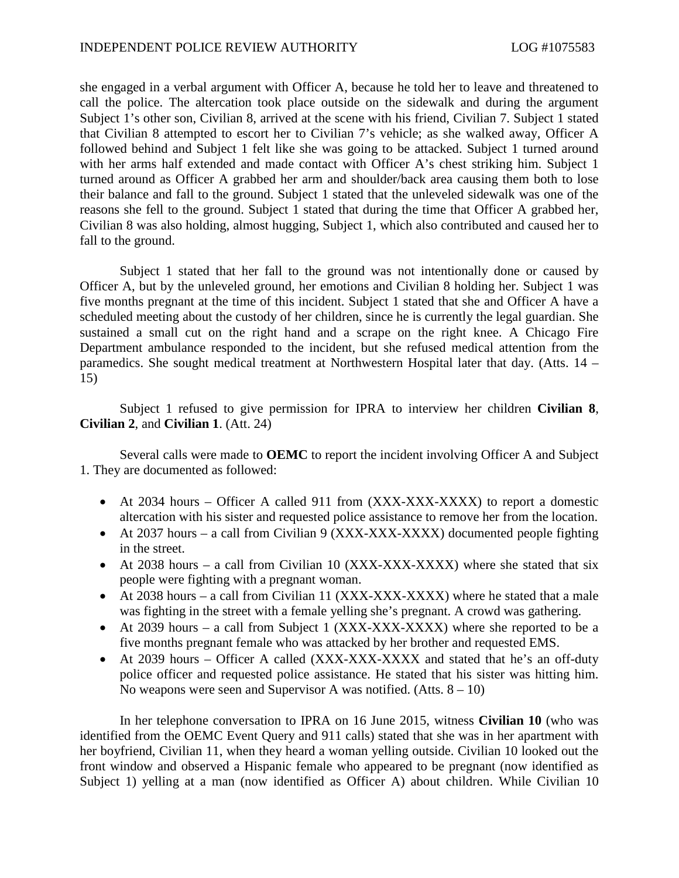she engaged in a verbal argument with Officer A, because he told her to leave and threatened to call the police. The altercation took place outside on the sidewalk and during the argument Subject 1's other son, Civilian 8, arrived at the scene with his friend, Civilian 7. Subject 1 stated that Civilian 8 attempted to escort her to Civilian 7's vehicle; as she walked away, Officer A followed behind and Subject 1 felt like she was going to be attacked. Subject 1 turned around with her arms half extended and made contact with Officer A's chest striking him. Subject 1 turned around as Officer A grabbed her arm and shoulder/back area causing them both to lose their balance and fall to the ground. Subject 1 stated that the unleveled sidewalk was one of the reasons she fell to the ground. Subject 1 stated that during the time that Officer A grabbed her, Civilian 8 was also holding, almost hugging, Subject 1, which also contributed and caused her to fall to the ground.

Subject 1 stated that her fall to the ground was not intentionally done or caused by Officer A, but by the unleveled ground, her emotions and Civilian 8 holding her. Subject 1 was five months pregnant at the time of this incident. Subject 1 stated that she and Officer A have a scheduled meeting about the custody of her children, since he is currently the legal guardian. She sustained a small cut on the right hand and a scrape on the right knee. A Chicago Fire Department ambulance responded to the incident, but she refused medical attention from the paramedics. She sought medical treatment at Northwestern Hospital later that day. (Atts. 14 – 15)

Subject 1 refused to give permission for IPRA to interview her children **Civilian 8**, **Civilian 2**, and **Civilian 1**. (Att. 24)

Several calls were made to **OEMC** to report the incident involving Officer A and Subject 1. They are documented as followed:

- At 2034 hours – Officer A called 911 from (XXX-XXX-XXXX) to report a domestic altercation with his sister and requested police assistance to remove her from the location.
- At 2037 hours – a call from Civilian 9 (XXX-XXX-XXXX) documented people fighting in the street.
- At 2038 hours – a call from Civilian 10 (XXX-XXX-XXXX) where she stated that six people were fighting with a pregnant woman.
- At 2038 hours – a call from Civilian 11 (XXX-XXX-XXXX) where he stated that a male was fighting in the street with a female yelling she's pregnant. A crowd was gathering.
- At 2039 hours – a call from Subject 1 (XXX-XXX-XXXX) where she reported to be a five months pregnant female who was attacked by her brother and requested EMS.
- At 2039 hours – Officer A called (XXX-XXX-XXXX and stated that he's an off-duty police officer and requested police assistance. He stated that his sister was hitting him. No weapons were seen and Supervisor A was notified. (Atts. 8 – 10)

In her telephone conversation to IPRA on 16 June 2015, witness **Civilian 10** (who was identified from the OEMC Event Query and 911 calls) stated that she was in her apartment with her boyfriend, Civilian 11, when they heard a woman yelling outside. Civilian 10 looked out the front window and observed a Hispanic female who appeared to be pregnant (now identified as Subject 1) yelling at a man (now identified as Officer A) about children. While Civilian 10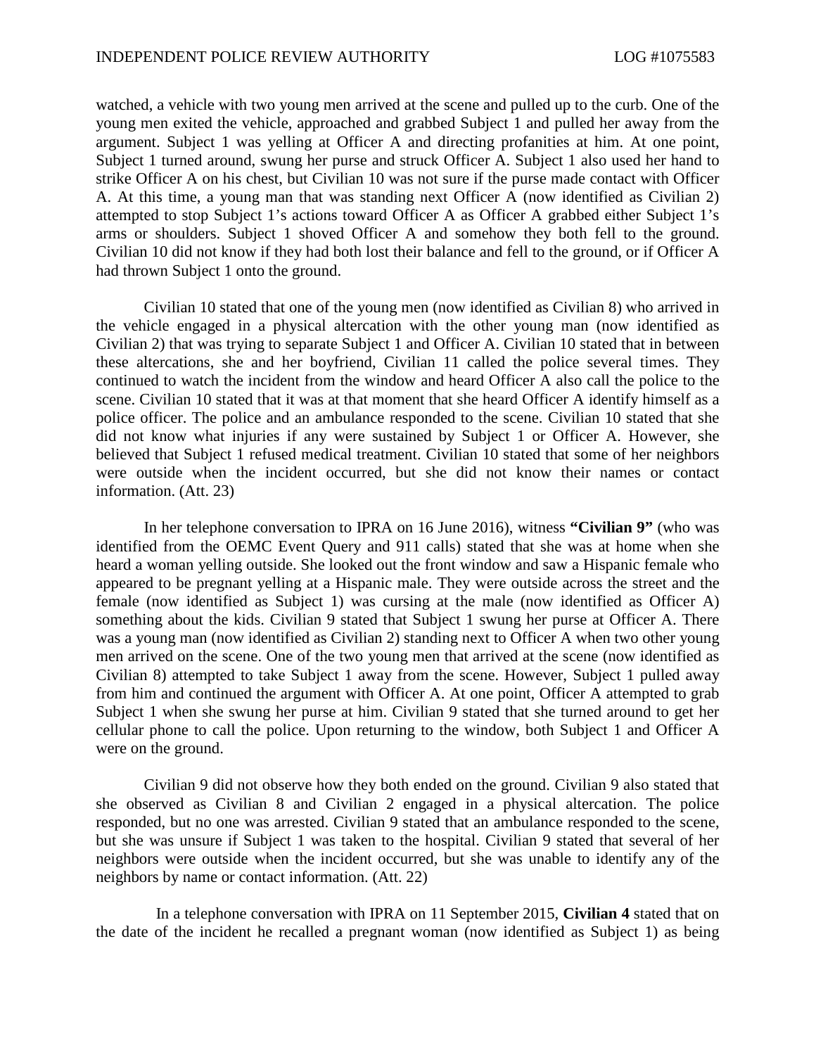watched, a vehicle with two young men arrived at the scene and pulled up to the curb. One of the young men exited the vehicle, approached and grabbed Subject 1 and pulled her away from the argument. Subject 1 was yelling at Officer A and directing profanities at him. At one point, Subject 1 turned around, swung her purse and struck Officer A. Subject 1 also used her hand to strike Officer A on his chest, but Civilian 10 was not sure if the purse made contact with Officer A. At this time, a young man that was standing next Officer A (now identified as Civilian 2) attempted to stop Subject 1's actions toward Officer A as Officer A grabbed either Subject 1's arms or shoulders. Subject 1 shoved Officer A and somehow they both fell to the ground. Civilian 10 did not know if they had both lost their balance and fell to the ground, or if Officer A had thrown Subject 1 onto the ground.

Civilian 10 stated that one of the young men (now identified as Civilian 8) who arrived in the vehicle engaged in a physical altercation with the other young man (now identified as Civilian 2) that was trying to separate Subject 1 and Officer A. Civilian 10 stated that in between these altercations, she and her boyfriend, Civilian 11 called the police several times. They continued to watch the incident from the window and heard Officer A also call the police to the scene. Civilian 10 stated that it was at that moment that she heard Officer A identify himself as a police officer. The police and an ambulance responded to the scene. Civilian 10 stated that she did not know what injuries if any were sustained by Subject 1 or Officer A. However, she believed that Subject 1 refused medical treatment. Civilian 10 stated that some of her neighbors were outside when the incident occurred, but she did not know their names or contact information. (Att. 23)

In her telephone conversation to IPRA on 16 June 2016), witness **"Civilian 9"** (who was identified from the OEMC Event Query and 911 calls) stated that she was at home when she heard a woman yelling outside. She looked out the front window and saw a Hispanic female who appeared to be pregnant yelling at a Hispanic male. They were outside across the street and the female (now identified as Subject 1) was cursing at the male (now identified as Officer A) something about the kids. Civilian 9 stated that Subject 1 swung her purse at Officer A. There was a young man (now identified as Civilian 2) standing next to Officer A when two other young men arrived on the scene. One of the two young men that arrived at the scene (now identified as Civilian 8) attempted to take Subject 1 away from the scene. However, Subject 1 pulled away from him and continued the argument with Officer A. At one point, Officer A attempted to grab Subject 1 when she swung her purse at him. Civilian 9 stated that she turned around to get her cellular phone to call the police. Upon returning to the window, both Subject 1 and Officer A were on the ground.

Civilian 9 did not observe how they both ended on the ground. Civilian 9 also stated that she observed as Civilian 8 and Civilian 2 engaged in a physical altercation. The police responded, but no one was arrested. Civilian 9 stated that an ambulance responded to the scene, but she was unsure if Subject 1 was taken to the hospital. Civilian 9 stated that several of her neighbors were outside when the incident occurred, but she was unable to identify any of the neighbors by name or contact information. (Att. 22)

In a telephone conversation with IPRA on 11 September 2015, **Civilian 4** stated that on the date of the incident he recalled a pregnant woman (now identified as Subject 1) as being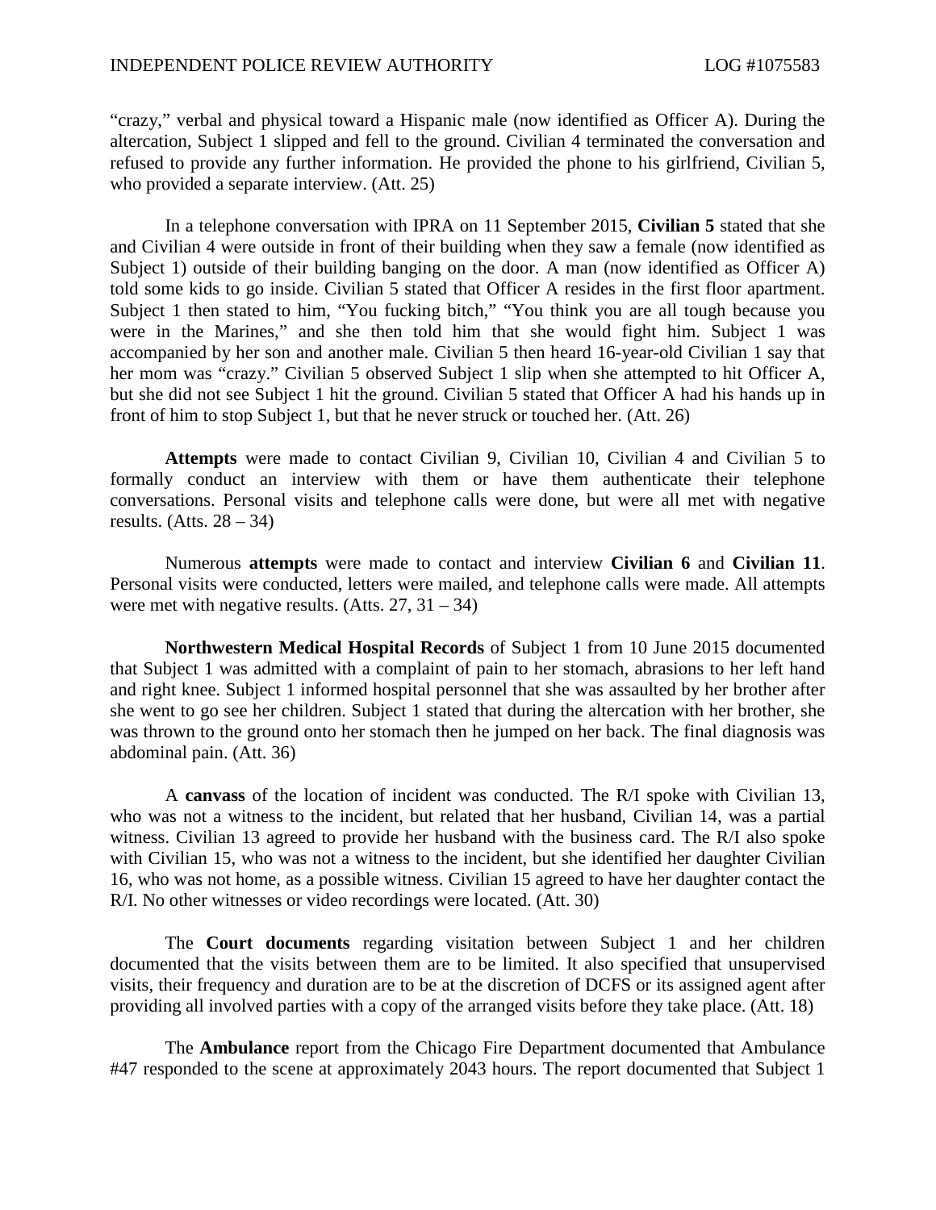"crazy," verbal and physical toward a Hispanic male (now identified as Officer A). During the altercation, Subject 1 slipped and fell to the ground. Civilian 4 terminated the conversation and refused to provide any further information. He provided the phone to his girlfriend, Civilian 5, who provided a separate interview. (Att. 25)

In a telephone conversation with IPRA on 11 September 2015, **Civilian 5** stated that she and Civilian 4 were outside in front of their building when they saw a female (now identified as Subject 1) outside of their building banging on the door. A man (now identified as Officer A) told some kids to go inside. Civilian 5 stated that Officer A resides in the first floor apartment. Subject 1 then stated to him, "You fucking bitch," "You think you are all tough because you were in the Marines," and she then told him that she would fight him. Subject 1 was accompanied by her son and another male. Civilian 5 then heard 16-year-old Civilian 1 say that her mom was "crazy." Civilian 5 observed Subject 1 slip when she attempted to hit Officer A, but she did not see Subject 1 hit the ground. Civilian 5 stated that Officer A had his hands up in front of him to stop Subject 1, but that he never struck or touched her. (Att. 26)

**Attempts** were made to contact Civilian 9, Civilian 10, Civilian 4 and Civilian 5 to formally conduct an interview with them or have them authenticate their telephone conversations. Personal visits and telephone calls were done, but were all met with negative results. (Atts. 28 – 34)

Numerous **attempts** were made to contact and interview **Civilian 6** and **Civilian 11**. Personal visits were conducted, letters were mailed, and telephone calls were made. All attempts were met with negative results. (Atts. 27, 31 – 34)

**Northwestern Medical Hospital Records** of Subject 1 from 10 June 2015 documented that Subject 1 was admitted with a complaint of pain to her stomach, abrasions to her left hand and right knee. Subject 1 informed hospital personnel that she was assaulted by her brother after she went to go see her children. Subject 1 stated that during the altercation with her brother, she was thrown to the ground onto her stomach then he jumped on her back. The final diagnosis was abdominal pain. (Att. 36)

A **canvass** of the location of incident was conducted. The R/I spoke with Civilian 13, who was not a witness to the incident, but related that her husband, Civilian 14, was a partial witness. Civilian 13 agreed to provide her husband with the business card. The R/I also spoke with Civilian 15, who was not a witness to the incident, but she identified her daughter Civilian 16, who was not home, as a possible witness. Civilian 15 agreed to have her daughter contact the R/I. No other witnesses or video recordings were located. (Att. 30)

The **Court documents** regarding visitation between Subject 1 and her children documented that the visits between them are to be limited. It also specified that unsupervised visits, their frequency and duration are to be at the discretion of DCFS or its assigned agent after providing all involved parties with a copy of the arranged visits before they take place. (Att. 18)

The **Ambulance** report from the Chicago Fire Department documented that Ambulance #47 responded to the scene at approximately 2043 hours. The report documented that Subject 1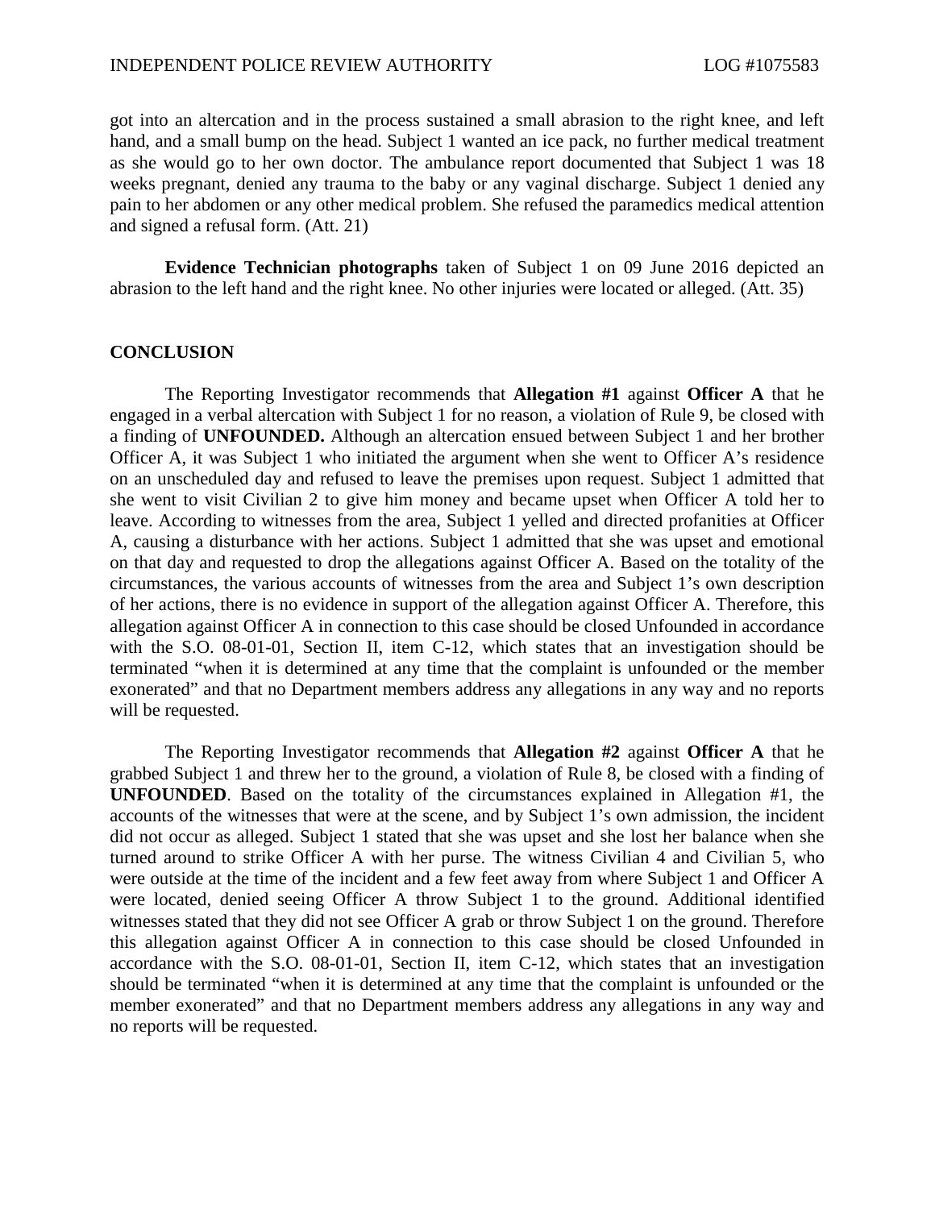got into an altercation and in the process sustained a small abrasion to the right knee, and left hand, and a small bump on the head. Subject 1 wanted an ice pack, no further medical treatment as she would go to her own doctor. The ambulance report documented that Subject 1 was 18 weeks pregnant, denied any trauma to the baby or any vaginal discharge. Subject 1 denied any pain to her abdomen or any other medical problem. She refused the paramedics medical attention and signed a refusal form. (Att. 21)

**Evidence Technician photographs** taken of Subject 1 on 09 June 2016 depicted an abrasion to the left hand and the right knee. No other injuries were located or alleged. (Att. 35)

## CONCLUSION

The Reporting Investigator recommends that **Allegation #1** against **Officer A** that he engaged in a verbal altercation with Subject 1 for no reason, a violation of Rule 9, be closed with a finding of **UNFOUNDED.** Although an altercation ensued between Subject 1 and her brother Officer A, it was Subject 1 who initiated the argument when she went to Officer A's residence on an unscheduled day and refused to leave the premises upon request. Subject 1 admitted that she went to visit Civilian 2 to give him money and became upset when Officer A told her to leave. According to witnesses from the area, Subject 1 yelled and directed profanities at Officer A, causing a disturbance with her actions. Subject 1 admitted that she was upset and emotional on that day and requested to drop the allegations against Officer A. Based on the totality of the circumstances, the various accounts of witnesses from the area and Subject 1's own description of her actions, there is no evidence in support of the allegation against Officer A. Therefore, this allegation against Officer A in connection to this case should be closed Unfounded in accordance with the S.O. 08-01-01, Section II, item C-12, which states that an investigation should be terminated "when it is determined at any time that the complaint is unfounded or the member exonerated" and that no Department members address any allegations in any way and no reports will be requested.

The Reporting Investigator recommends that **Allegation #2** against **Officer A** that he grabbed Subject 1 and threw her to the ground, a violation of Rule 8, be closed with a finding of **UNFOUNDED**. Based on the totality of the circumstances explained in Allegation #1, the accounts of the witnesses that were at the scene, and by Subject 1's own admission, the incident did not occur as alleged. Subject 1 stated that she was upset and she lost her balance when she turned around to strike Officer A with her purse. The witness Civilian 4 and Civilian 5, who were outside at the time of the incident and a few feet away from where Subject 1 and Officer A were located, denied seeing Officer A throw Subject 1 to the ground. Additional identified witnesses stated that they did not see Officer A grab or throw Subject 1 on the ground. Therefore this allegation against Officer A in connection to this case should be closed Unfounded in accordance with the S.O. 08-01-01, Section II, item C-12, which states that an investigation should be terminated "when it is determined at any time that the complaint is unfounded or the member exonerated" and that no Department members address any allegations in any way and no reports will be requested.